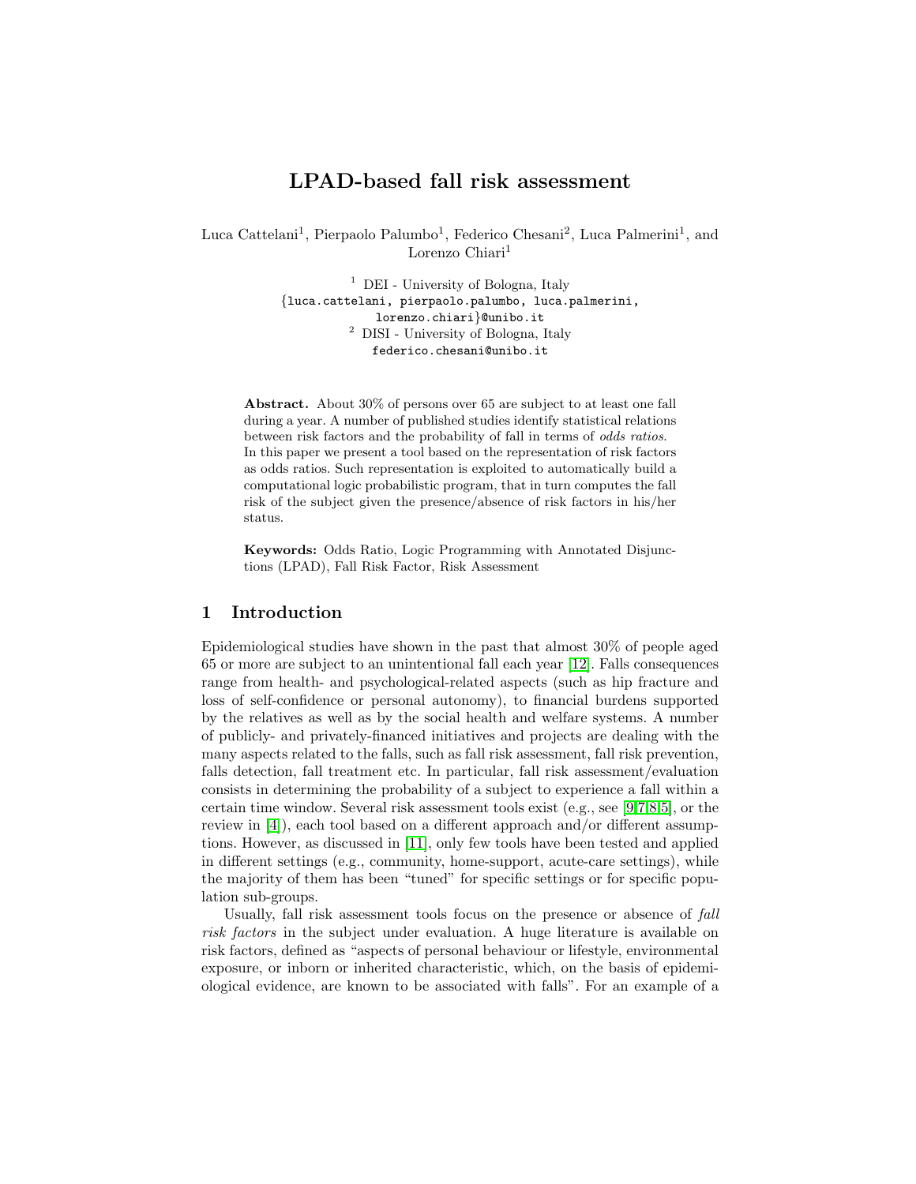# LPAD-based fall risk assessment

Luca Cattelani[1], Pierpaolo Palumbo[1], Federico Chesani[2], Luca Palmerini[1], and Lorenzo Chiari[1]

[1] DEI - University of Bologna, Italy
{luca.cattelani, pierpaolo.palumbo, luca.palmerini, lorenzo.chiari}@unibo.it

[2] DISI - University of Bologna, Italy
federico.chesani@unibo.it

**Abstract.** About 30% of persons over 65 are subject to at least one fall during a year. A number of published studies identify statistical relations between risk factors and the probability of fall in terms of *odds ratios*. In this paper we present a tool based on the representation of risk factors as odds ratios. Such representation is exploited to automatically build a computational logic probabilistic program, that in turn computes the fall risk of the subject given the presence/absence of risk factors in his/her status.

**Keywords:** Odds Ratio, Logic Programming with Annotated Disjunctions (LPAD), Fall Risk Factor, Risk Assessment

## 1 Introduction

Epidemiological studies have shown in the past that almost 30% of people aged 65 or more are subject to an unintentional fall each year [12]. Falls consequences range from health- and psychological-related aspects (such as hip fracture and loss of self-confidence or personal autonomy), to financial burdens supported by the relatives as well as by the social health and welfare systems. A number of publicly- and privately-financed initiatives and projects are dealing with the many aspects related to the falls, such as fall risk assessment, fall risk prevention, falls detection, fall treatment etc. In particular, fall risk assessment/evaluation consists in determining the probability of a subject to experience a fall within a certain time window. Several risk assessment tools exist (e.g., see [9,7,8,5], or the review in [4]), each tool based on a different approach and/or different assumptions. However, as discussed in [11], only few tools have been tested and applied in different settings (e.g., community, home-support, acute-care settings), while the majority of them has been "tuned" for specific settings or for specific population sub-groups.

Usually, fall risk assessment tools focus on the presence or absence of *fall risk factors* in the subject under evaluation. A huge literature is available on risk factors, defined as "aspects of personal behaviour or lifestyle, environmental exposure, or inborn or inherited characteristic, which, on the basis of epidemiological evidence, are known to be associated with falls". For an example of a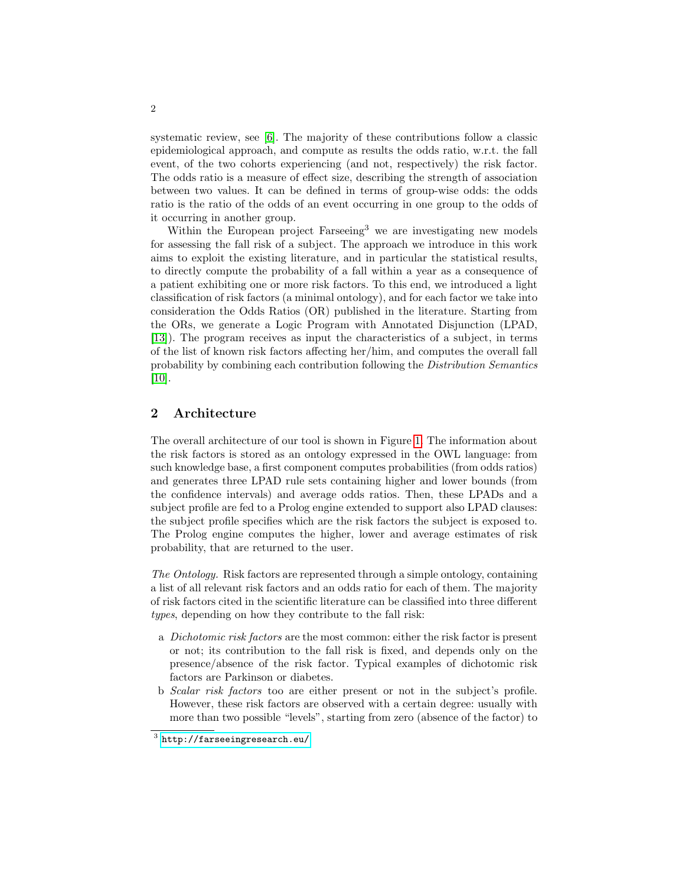systematic review, see [6]. The majority of these contributions follow a classic epidemiological approach, and compute as results the odds ratio, w.r.t. the fall event, of the two cohorts experiencing (and not, respectively) the risk factor. The odds ratio is a measure of effect size, describing the strength of association between two values. It can be defined in terms of group-wise odds: the odds ratio is the ratio of the odds of an event occurring in one group to the odds of it occurring in another group.

Within the European project Farseeing[3] we are investigating new models for assessing the fall risk of a subject. The approach we introduce in this work aims to exploit the existing literature, and in particular the statistical results, to directly compute the probability of a fall within a year as a consequence of a patient exhibiting one or more risk factors. To this end, we introduced a light classification of risk factors (a minimal ontology), and for each factor we take into consideration the Odds Ratios (OR) published in the literature. Starting from the ORs, we generate a Logic Program with Annotated Disjunction (LPAD, [13]). The program receives as input the characteristics of a subject, in terms of the list of known risk factors affecting her/him, and computes the overall fall probability by combining each contribution following the *Distribution Semantics* [10].

## 2 Architecture

The overall architecture of our tool is shown in Figure 1. The information about the risk factors is stored as an ontology expressed in the OWL language: from such knowledge base, a first component computes probabilities (from odds ratios) and generates three LPAD rule sets containing higher and lower bounds (from the confidence intervals) and average odds ratios. Then, these LPADs and a subject profile are fed to a Prolog engine extended to support also LPAD clauses: the subject profile specifies which are the risk factors the subject is exposed to. The Prolog engine computes the higher, lower and average estimates of risk probability, that are returned to the user.

*The Ontology.* Risk factors are represented through a simple ontology, containing a list of all relevant risk factors and an odds ratio for each of them. The majority of risk factors cited in the scientific literature can be classified into three different *types*, depending on how they contribute to the fall risk:

a *Dichotomic risk factors* are the most common: either the risk factor is present or not; its contribution to the fall risk is fixed, and depends only on the presence/absence of the risk factor. Typical examples of dichotomic risk factors are Parkinson or diabetes.
b *Scalar risk factors* too are either present or not in the subject's profile. However, these risk factors are observed with a certain degree: usually with more than two possible "levels", starting from zero (absence of the factor) to

[3] http://farseeingresearch.eu/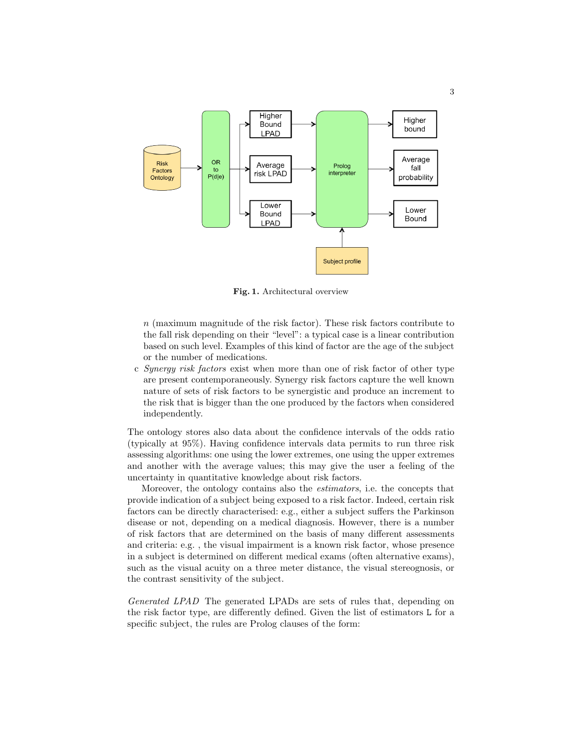**Fig. 1.** Architectural overview

$n$ (maximum magnitude of the risk factor). These risk factors contribute to the fall risk depending on their "level": a typical case is a linear contribution based on such level. Examples of this kind of factor are the age of the subject or the number of medications.

c *Synergy risk factors* exist when more than one of risk factor of other type are present contemporaneously. Synergy risk factors capture the well known nature of sets of risk factors to be synergistic and produce an increment to the risk that is bigger than the one produced by the factors when considered independently.

The ontology stores also data about the confidence intervals of the odds ratio (typically at 95%). Having confidence intervals data permits to run three risk assessing algorithms: one using the lower extremes, one using the upper extremes and another with the average values; this may give the user a feeling of the uncertainty in quantitative knowledge about risk factors.

Moreover, the ontology contains also the *estimators*, i.e. the concepts that provide indication of a subject being exposed to a risk factor. Indeed, certain risk factors can be directly characterised: e.g., either a subject suffers the Parkinson disease or not, depending on a medical diagnosis. However, there is a number of risk factors that are determined on the basis of many different assessments and criteria: e.g. , the visual impairment is a known risk factor, whose presence in a subject is determined on different medical exams (often alternative exams), such as the visual acuity on a three meter distance, the visual stereognosis, or the contrast sensitivity of the subject.

*Generated LPAD* The generated LPADs are sets of rules that, depending on the risk factor type, are differently defined. Given the list of estimators `L` for a specific subject, the rules are Prolog clauses of the form: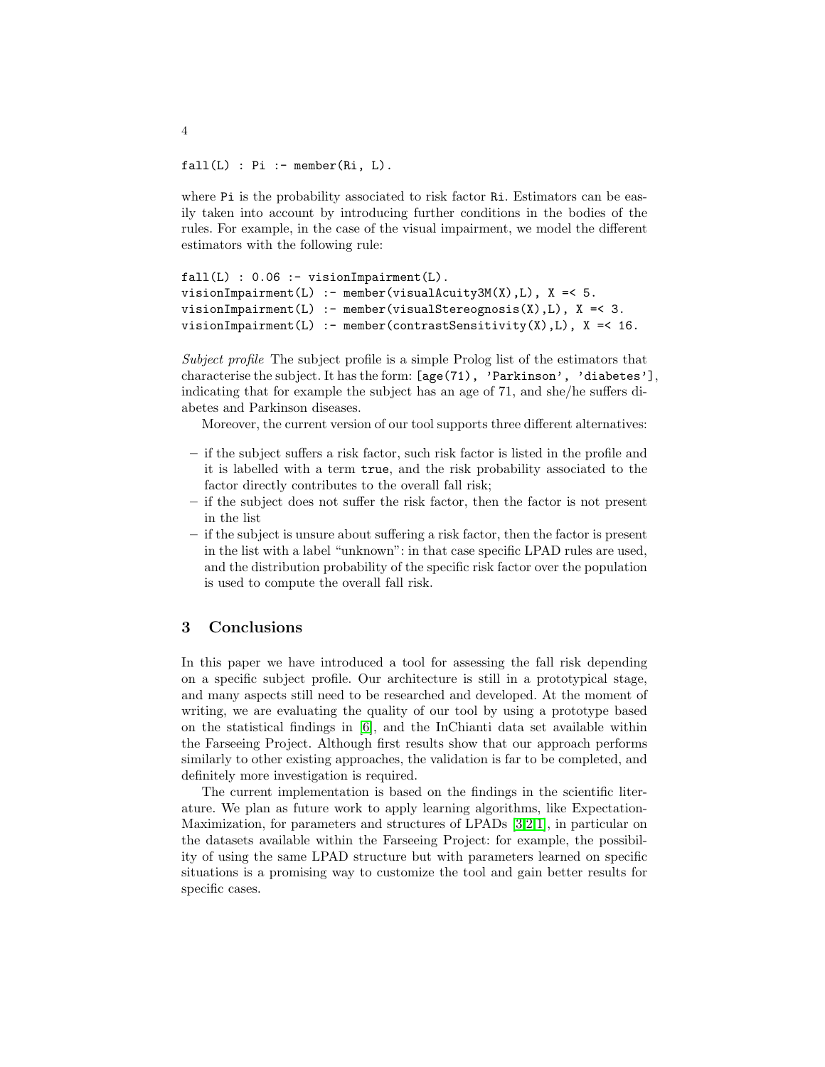```
fall(L) : Pi :- member(Ri, L).
```

where `Pi` is the probability associated to risk factor `Ri`. Estimators can be easily taken into account by introducing further conditions in the bodies of the rules. For example, in the case of the visual impairment, we model the different estimators with the following rule:

```
fall(L) : 0.06 :- visionImpairment(L).
visionImpairment(L) :- member(visualAcuity3M(X),L), X =< 5.
visionImpairment(L) :- member(visualStereognosis(X),L), X =< 3.
visionImpairment(L) :- member(contrastSensitivity(X),L), X =< 16.
```

*Subject profile* The subject profile is a simple Prolog list of the estimators that characterise the subject. It has the form: `[age(71), 'Parkinson', 'diabetes']`, indicating that for example the subject has an age of 71, and she/he suffers diabetes and Parkinson diseases.

Moreover, the current version of our tool supports three different alternatives:

- if the subject suffers a risk factor, such risk factor is listed in the profile and it is labelled with a term `true`, and the risk probability associated to the factor directly contributes to the overall fall risk;
- if the subject does not suffer the risk factor, then the factor is not present in the list
- if the subject is unsure about suffering a risk factor, then the factor is present in the list with a label "unknown": in that case specific LPAD rules are used, and the distribution probability of the specific risk factor over the population is used to compute the overall fall risk.

## 3 Conclusions

In this paper we have introduced a tool for assessing the fall risk depending on a specific subject profile. Our architecture is still in a prototypical stage, and many aspects still need to be researched and developed. At the moment of writing, we are evaluating the quality of our tool by using a prototype based on the statistical findings in [6], and the InChianti data set available within the Farseeing Project. Although first results show that our approach performs similarly to other existing approaches, the validation is far to be completed, and definitely more investigation is required.

The current implementation is based on the findings in the scientific literature. We plan as future work to apply learning algorithms, like Expectation-Maximization, for parameters and structures of LPADs [3,2,1], in particular on the datasets available within the Farseeing Project: for example, the possibility of using the same LPAD structure but with parameters learned on specific situations is a promising way to customize the tool and gain better results for specific cases.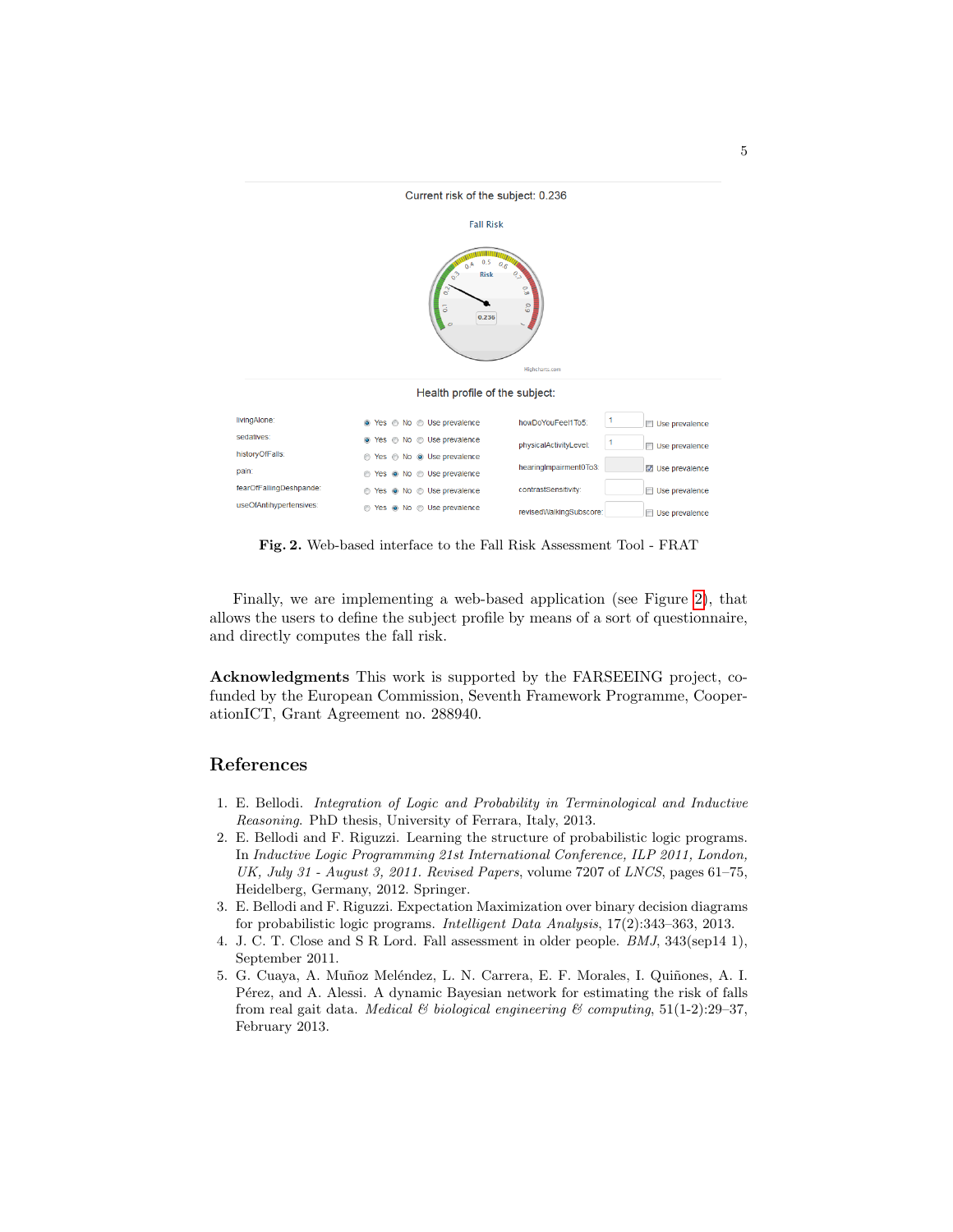**Fig. 2.** Web-based interface to the Fall Risk Assessment Tool - FRAT

Finally, we are implementing a web-based application (see Figure 2), that allows the users to define the subject profile by means of a sort of questionnaire, and directly computes the fall risk.

**Acknowledgments** This work is supported by the FARSEEING project, co-funded by the European Commission, Seventh Framework Programme, CooperationICT, Grant Agreement no. 288940.

## References

1. E. Bellodi. *Integration of Logic and Probability in Terminological and Inductive Reasoning*. PhD thesis, University of Ferrara, Italy, 2013.
2. E. Bellodi and F. Riguzzi. Learning the structure of probabilistic logic programs. In *Inductive Logic Programming 21st International Conference, ILP 2011, London, UK, July 31 - August 3, 2011. Revised Papers*, volume 7207 of *LNCS*, pages 61–75, Heidelberg, Germany, 2012. Springer.
3. E. Bellodi and F. Riguzzi. Expectation Maximization over binary decision diagrams for probabilistic logic programs. *Intelligent Data Analysis*, 17(2):343–363, 2013.
4. J. C. T. Close and S R Lord. Fall assessment in older people. *BMJ*, 343(sep14 1), September 2011.
5. G. Cuaya, A. Muñoz Meléndez, L. N. Carrera, E. F. Morales, I. Quiñones, A. I. Pérez, and A. Alessi. A dynamic Bayesian network for estimating the risk of falls from real gait data. *Medical & biological engineering & computing*, 51(1-2):29–37, February 2013.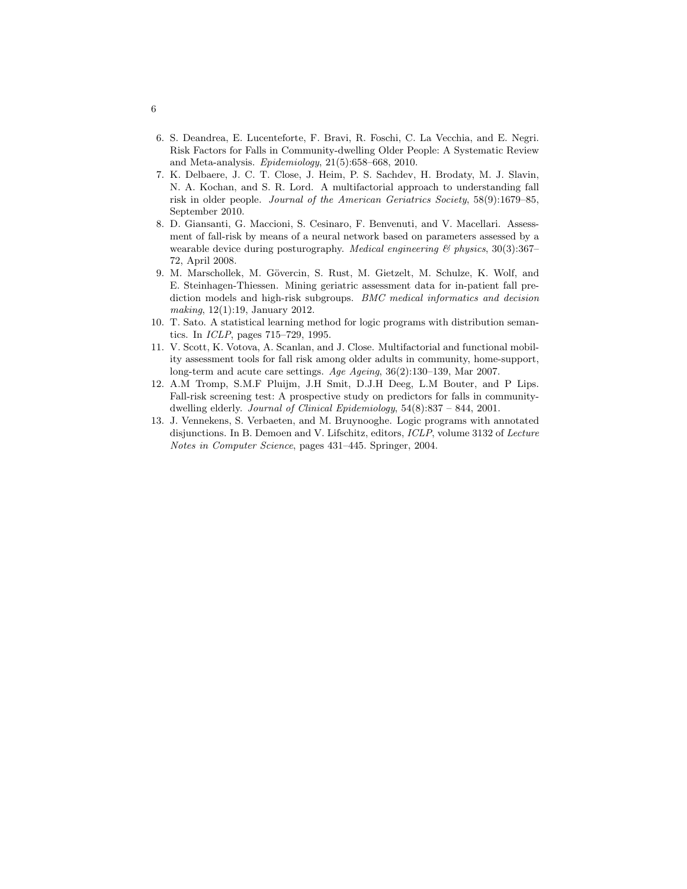6. S. Deandrea, E. Lucenteforte, F. Bravi, R. Foschi, C. La Vecchia, and E. Negri. Risk Factors for Falls in Community-dwelling Older People: A Systematic Review and Meta-analysis. *Epidemiology*, 21(5):658–668, 2010.
7. K. Delbaere, J. C. T. Close, J. Heim, P. S. Sachdev, H. Brodaty, M. J. Slavin, N. A. Kochan, and S. R. Lord. A multifactorial approach to understanding fall risk in older people. *Journal of the American Geriatrics Society*, 58(9):1679–85, September 2010.
8. D. Giansanti, G. Maccioni, S. Cesinaro, F. Benvenuti, and V. Macellari. Assessment of fall-risk by means of a neural network based on parameters assessed by a wearable device during posturography. *Medical engineering & physics*, 30(3):367–72, April 2008.
9. M. Marschollek, M. Gövercin, S. Rust, M. Gietzelt, M. Schulze, K. Wolf, and E. Steinhagen-Thiessen. Mining geriatric assessment data for in-patient fall prediction models and high-risk subgroups. *BMC medical informatics and decision making*, 12(1):19, January 2012.
10. T. Sato. A statistical learning method for logic programs with distribution semantics. In *ICLP*, pages 715–729, 1995.
11. V. Scott, K. Votova, A. Scanlan, and J. Close. Multifactorial and functional mobility assessment tools for fall risk among older adults in community, home-support, long-term and acute care settings. *Age Ageing*, 36(2):130–139, Mar 2007.
12. A.M Tromp, S.M.F Pluijm, J.H Smit, D.J.H Deeg, L.M Bouter, and P Lips. Fall-risk screening test: A prospective study on predictors for falls in community-dwelling elderly. *Journal of Clinical Epidemiology*, 54(8):837 – 844, 2001.
13. J. Vennekens, S. Verbaeten, and M. Bruynooghe. Logic programs with annotated disjunctions. In B. Demoen and V. Lifschitz, editors, *ICLP*, volume 3132 of *Lecture Notes in Computer Science*, pages 431–445. Springer, 2004.